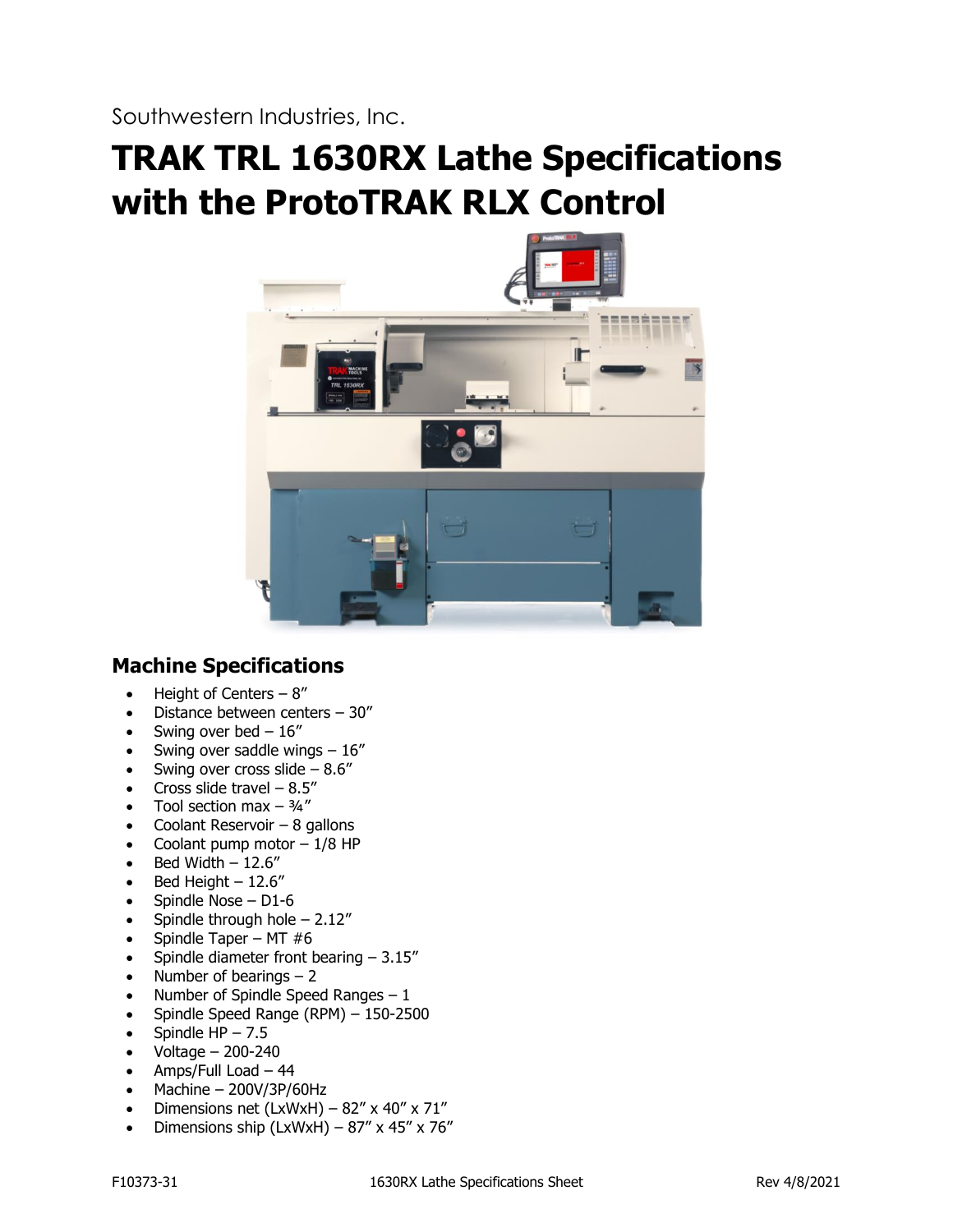Southwestern Industries, Inc.

# TRAK TRL 1630RX Lathe Specifications with the ProtoTRAK RLX Control

## Machine Specifications

- Height of Centers – 8"
- Distance between centers – 30"
- Swing over bed – 16"
- Swing over saddle wings – 16"
- Swing over cross slide – 8.6"
- Cross slide travel – 8.5"
- Tool section max – ¾"
- Coolant Reservoir – 8 gallons
- Coolant pump motor – 1/8 HP
- Bed Width – 12.6"
- Bed Height – 12.6"
- Spindle Nose – D1-6
- Spindle through hole – 2.12"
- Spindle Taper – MT #6
- Spindle diameter front bearing – 3.15"
- Number of bearings – 2
- Number of Spindle Speed Ranges – 1
- Spindle Speed Range (RPM) – 150-2500
- Spindle HP – 7.5
- Voltage – 200-240
- Amps/Full Load – 44
- Machine – 200V/3P/60Hz
- Dimensions net (LxWxH) – 82" x 40" x 71"
- Dimensions ship (LxWxH) – 87" x 45" x 76"

F10373-31 1630RX Lathe Specifications Sheet Rev 4/8/2021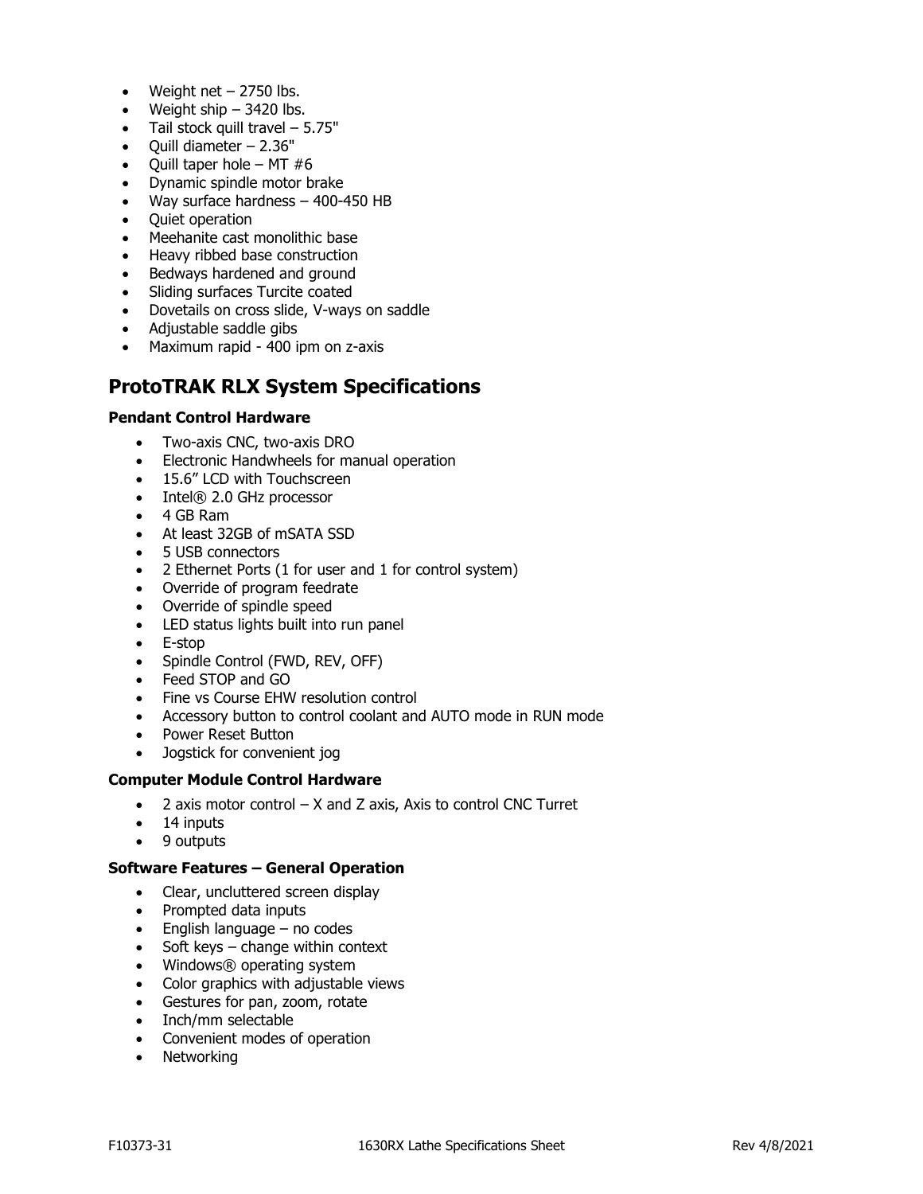- Weight net – 2750 lbs.
- Weight ship – 3420 lbs.
- Tail stock quill travel – 5.75"
- Quill diameter – 2.36"
- Quill taper hole – MT #6
- Dynamic spindle motor brake
- Way surface hardness – 400-450 HB
- Quiet operation
- Meehanite cast monolithic base
- Heavy ribbed base construction
- Bedways hardened and ground
- Sliding surfaces Turcite coated
- Dovetails on cross slide, V-ways on saddle
- Adjustable saddle gibs
- Maximum rapid - 400 ipm on z-axis

## ProtoTRAK RLX System Specifications

**Pendant Control Hardware**

- Two-axis CNC, two-axis DRO
- Electronic Handwheels for manual operation
- 15.6” LCD with Touchscreen
- Intel® 2.0 GHz processor
- 4 GB Ram
- At least 32GB of mSATA SSD
- 5 USB connectors
- 2 Ethernet Ports (1 for user and 1 for control system)
- Override of program feedrate
- Override of spindle speed
- LED status lights built into run panel
- E-stop
- Spindle Control (FWD, REV, OFF)
- Feed STOP and GO
- Fine vs Course EHW resolution control
- Accessory button to control coolant and AUTO mode in RUN mode
- Power Reset Button
- Jogstick for convenient jog

**Computer Module Control Hardware**

- 2 axis motor control – X and Z axis, Axis to control CNC Turret
- 14 inputs
- 9 outputs

**Software Features – General Operation**

- Clear, uncluttered screen display
- Prompted data inputs
- English language – no codes
- Soft keys – change within context
- Windows® operating system
- Color graphics with adjustable views
- Gestures for pan, zoom, rotate
- Inch/mm selectable
- Convenient modes of operation
- Networking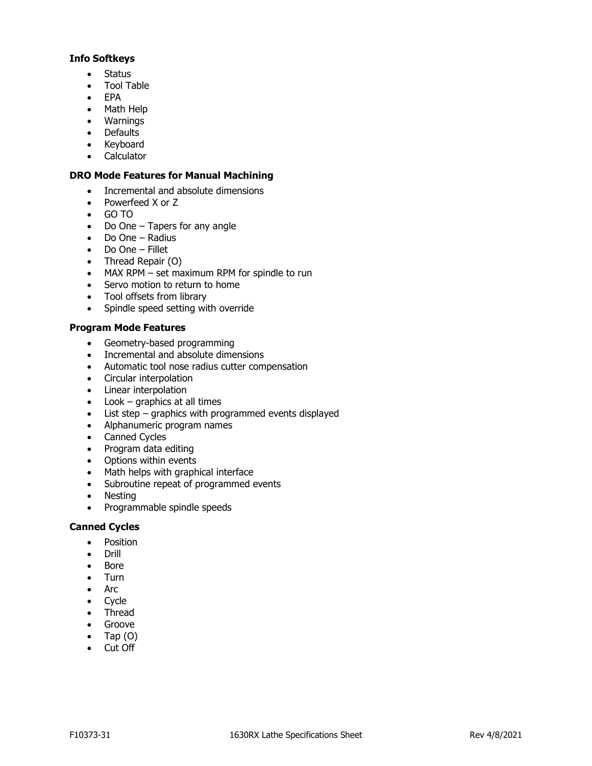### Info Softkeys

- Status
- Tool Table
- EPA
- Math Help
- Warnings
- Defaults
- Keyboard
- Calculator

### DRO Mode Features for Manual Machining

- Incremental and absolute dimensions
- Powerfeed X or Z
- GO TO
- Do One – Tapers for any angle
- Do One – Radius
- Do One – Fillet
- Thread Repair (O)
- MAX RPM – set maximum RPM for spindle to run
- Servo motion to return to home
- Tool offsets from library
- Spindle speed setting with override

### Program Mode Features

- Geometry-based programming
- Incremental and absolute dimensions
- Automatic tool nose radius cutter compensation
- Circular interpolation
- Linear interpolation
- Look – graphics at all times
- List step – graphics with programmed events displayed
- Alphanumeric program names
- Canned Cycles
- Program data editing
- Options within events
- Math helps with graphical interface
- Subroutine repeat of programmed events
- Nesting
- Programmable spindle speeds

### Canned Cycles

- Position
- Drill
- Bore
- Turn
- Arc
- Cycle
- Thread
- Groove
- Tap (O)
- Cut Off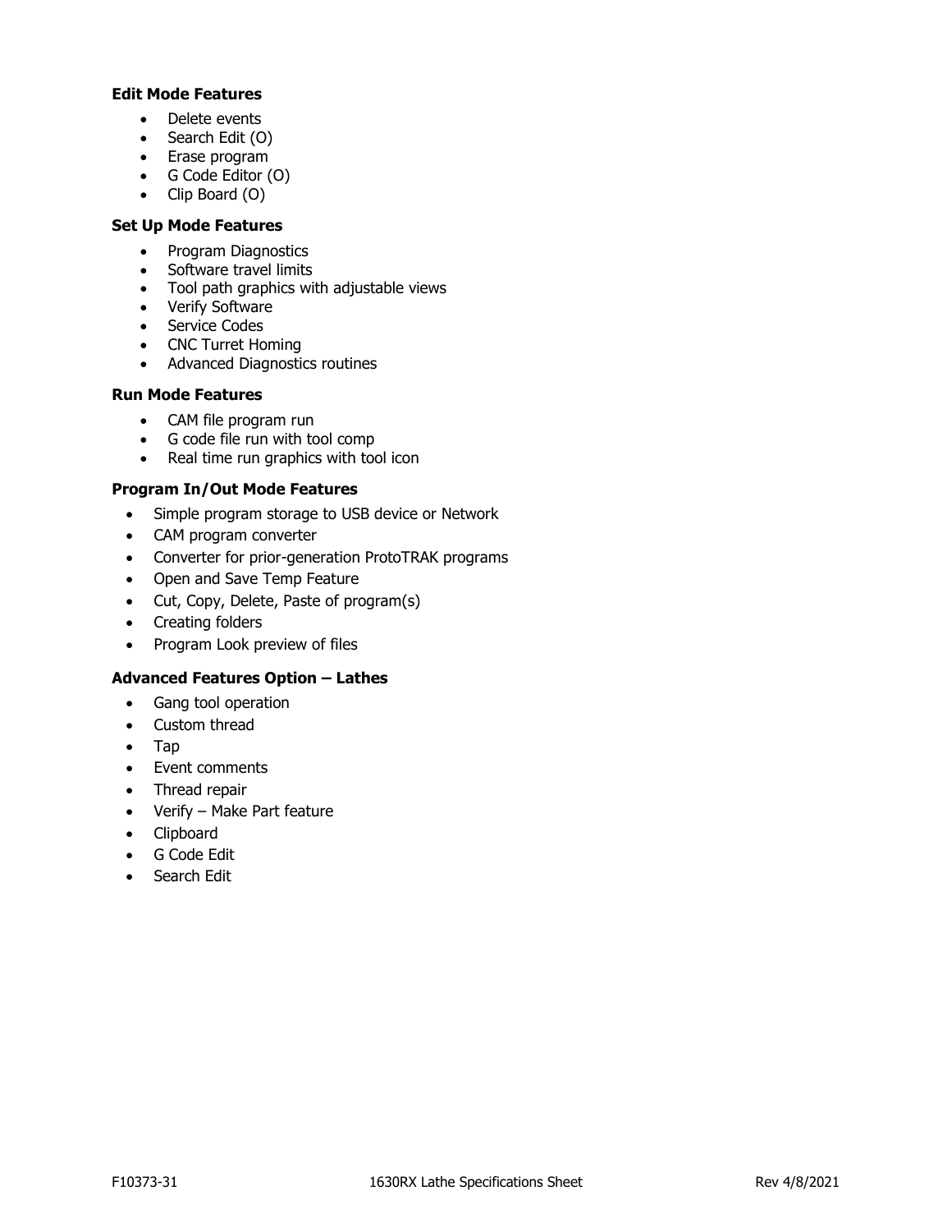**Edit Mode Features**

- Delete events
- Search Edit (O)
- Erase program
- G Code Editor (O)
- Clip Board (O)

**Set Up Mode Features**

- Program Diagnostics
- Software travel limits
- Tool path graphics with adjustable views
- Verify Software
- Service Codes
- CNC Turret Homing
- Advanced Diagnostics routines

**Run Mode Features**

- CAM file program run
- G code file run with tool comp
- Real time run graphics with tool icon

**Program In/Out Mode Features**

- Simple program storage to USB device or Network
- CAM program converter
- Converter for prior-generation ProtoTRAK programs
- Open and Save Temp Feature
- Cut, Copy, Delete, Paste of program(s)
- Creating folders
- Program Look preview of files

**Advanced Features Option – Lathes**

- Gang tool operation
- Custom thread
- Tap
- Event comments
- Thread repair
- Verify – Make Part feature
- Clipboard
- G Code Edit
- Search Edit